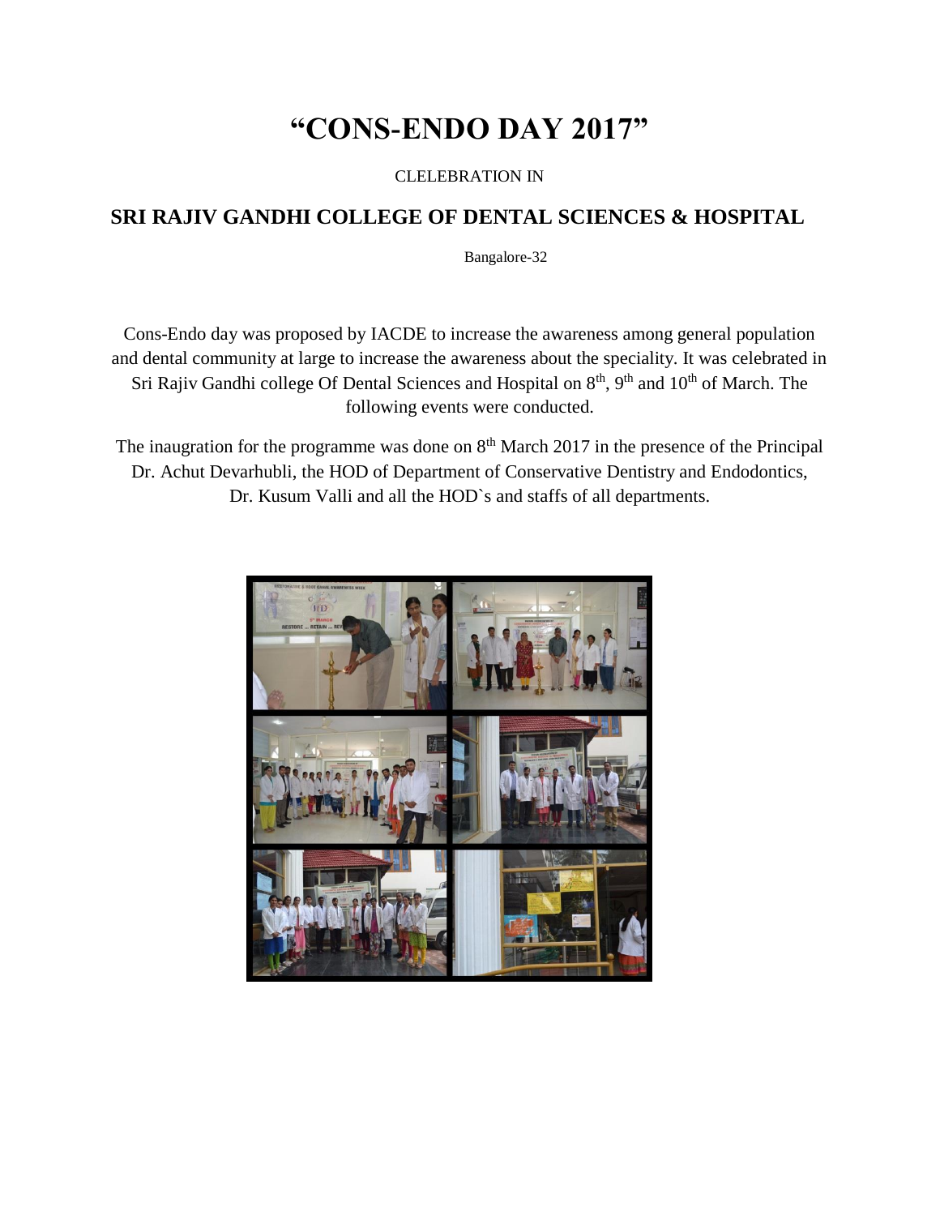# "CONS-ENDO DAY 2017"

CLELEBRATION IN

## SRI RAJIV GANDHI COLLEGE OF DENTAL SCIENCES & HOSPITAL

Bangalore-32

Cons-Endo day was proposed by IACDE to increase the awareness among general population and dental community at large to increase the awareness about the speciality. It was celebrated in Sri Rajiv Gandhi college Of Dental Sciences and Hospital on 8th, 9th and 10th of March. The following events were conducted.

The inaugration for the programme was done on 8th March 2017 in the presence of the Principal Dr. Achut Devarhubli, the HOD of Department of Conservative Dentistry and Endodontics, Dr. Kusum Valli and all the HOD`s and staffs of all departments.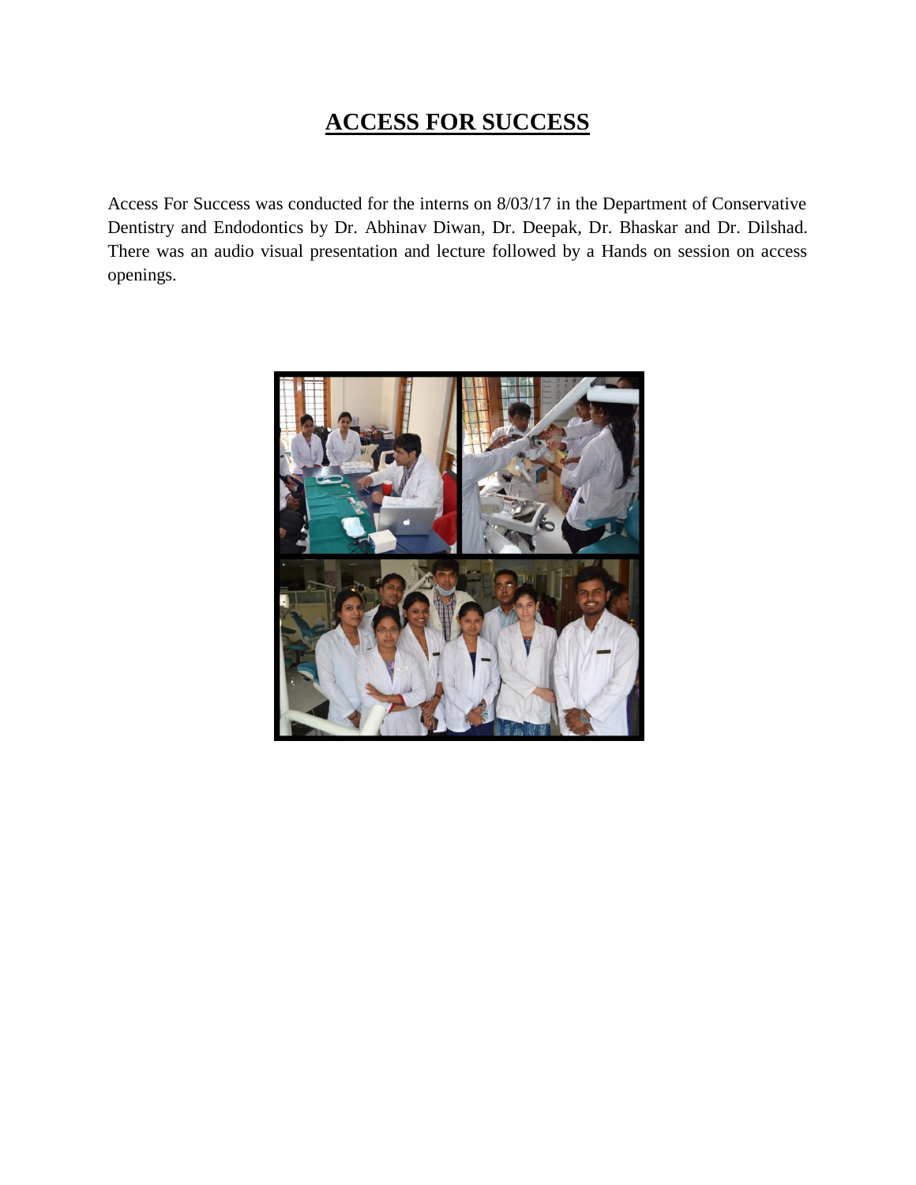# ACCESS FOR SUCCESS

Access For Success was conducted for the interns on 8/03/17 in the Department of Conservative Dentistry and Endodontics by Dr. Abhinav Diwan, Dr. Deepak, Dr. Bhaskar and Dr. Dilshad. There was an audio visual presentation and lecture followed by a Hands on session on access openings.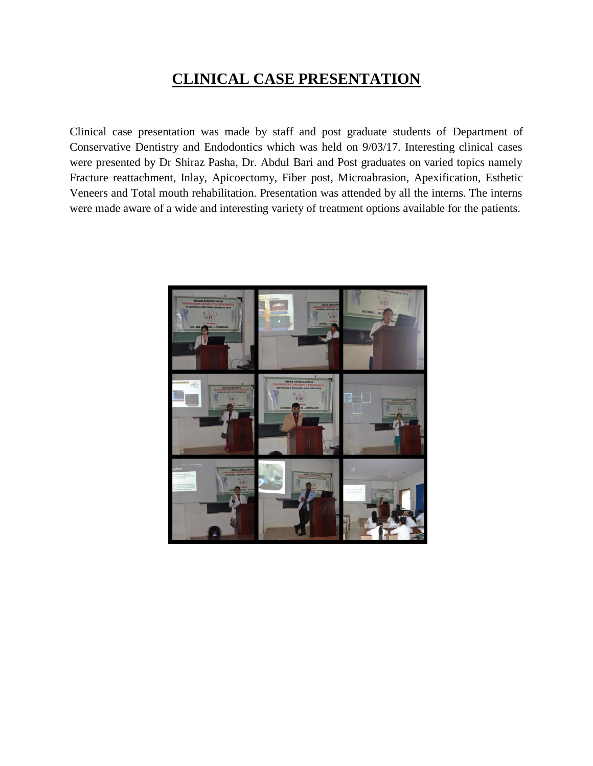# CLINICAL CASE PRESENTATION

Clinical case presentation was made by staff and post graduate students of Department of Conservative Dentistry and Endodontics which was held on 9/03/17. Interesting clinical cases were presented by Dr Shiraz Pasha, Dr. Abdul Bari and Post graduates on varied topics namely Fracture reattachment, Inlay, Apicoectomy, Fiber post, Microabrasion, Apexification, Esthetic Veneers and Total mouth rehabilitation. Presentation was attended by all the interns. The interns were made aware of a wide and interesting variety of treatment options available for the patients.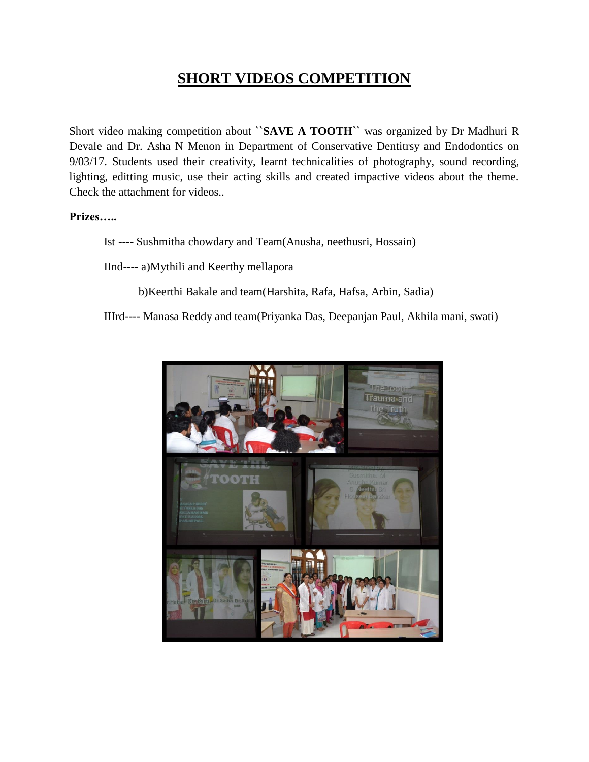# SHORT VIDEOS COMPETITION

Short video making competition about ``**SAVE A TOOTH**`` was organized by Dr Madhuri R Devale and Dr. Asha N Menon in Department of Conservative Dentitrsy and Endodontics on 9/03/17. Students used their creativity, learnt technicalities of photography, sound recording, lighting, editting music, use their acting skills and created impactive videos about the theme. Check the attachment for videos..

**Prizes…..**

Ist ---- Sushmitha chowdary and Team(Anusha, neethusri, Hossain)

IInd---- a)Mythili and Keerthy mellapora

b)Keerthi Bakale and team(Harshita, Rafa, Hafsa, Arbin, Sadia)

IIIrd---- Manasa Reddy and team(Priyanka Das, Deepanjan Paul, Akhila mani, swati)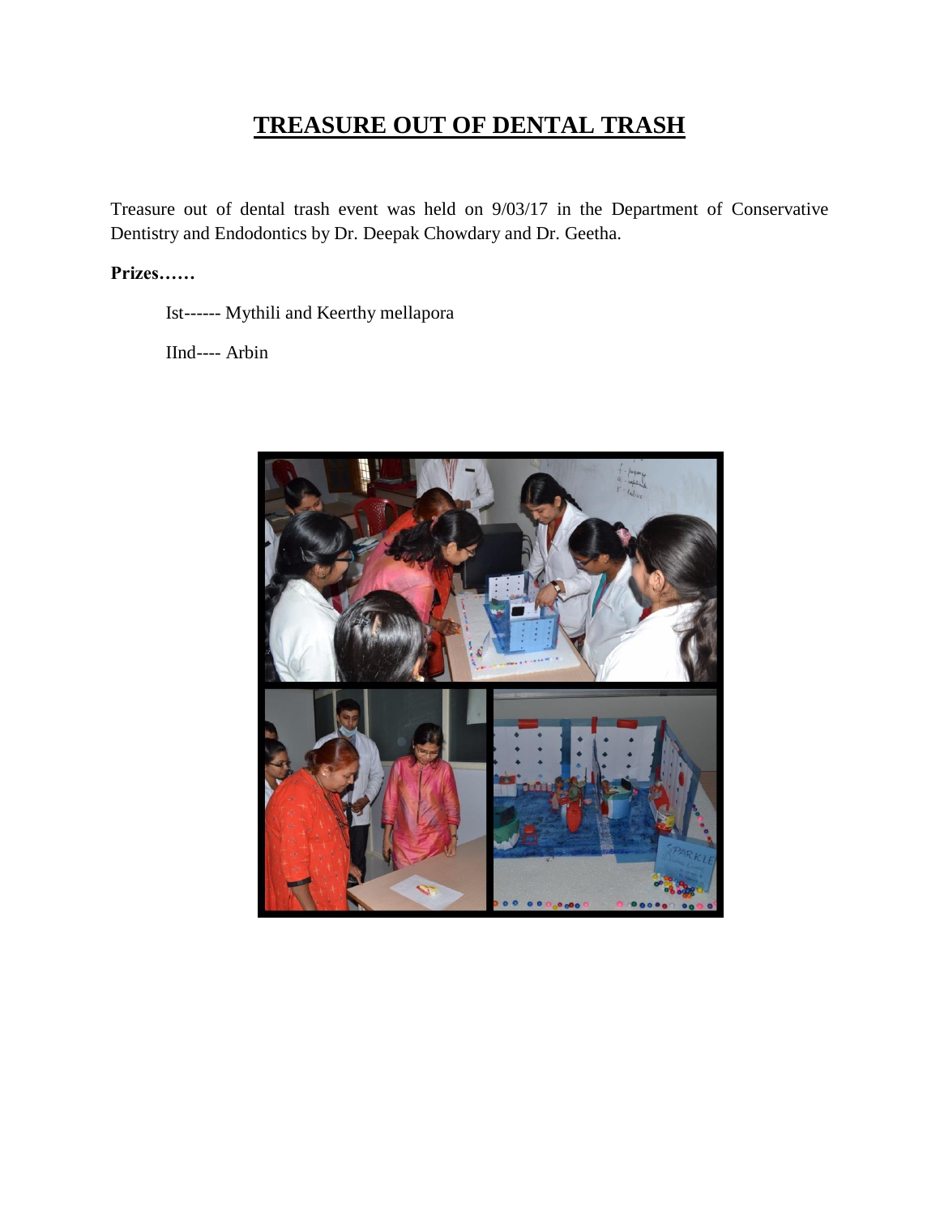# TREASURE OUT OF DENTAL TRASH

Treasure out of dental trash event was held on 9/03/17 in the Department of Conservative Dentistry and Endodontics by Dr. Deepak Chowdary and Dr. Geetha.

**Prizes……**

Ist------ Mythili and Keerthy mellapora

IInd---- Arbin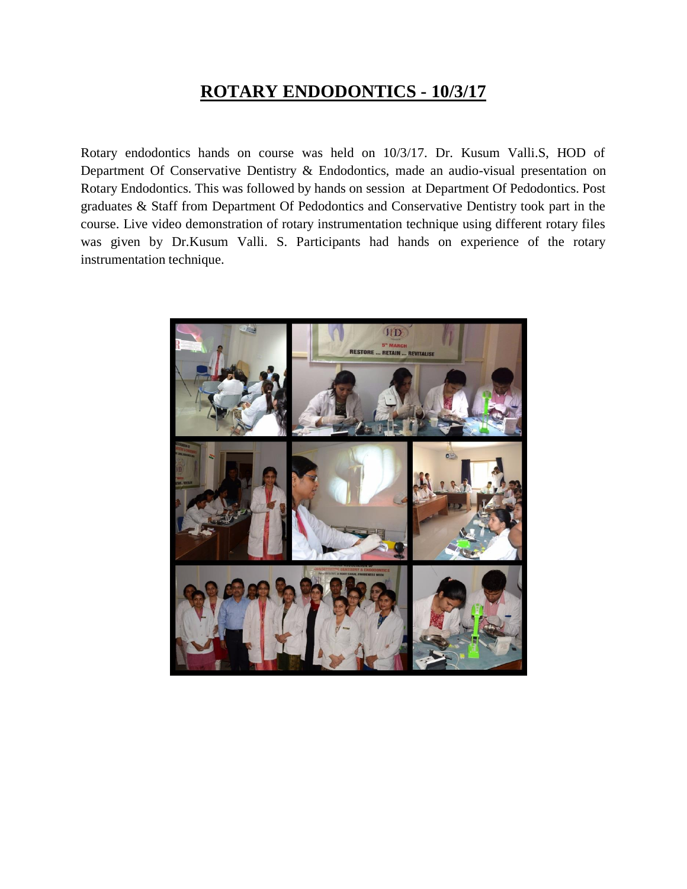# ROTARY ENDODONTICS - 10/3/17

Rotary endodontics hands on course was held on 10/3/17. Dr. Kusum Valli.S, HOD of Department Of Conservative Dentistry & Endodontics, made an audio-visual presentation on Rotary Endodontics. This was followed by hands on session at Department Of Pedodontics. Post graduates & Staff from Department Of Pedodontics and Conservative Dentistry took part in the course. Live video demonstration of rotary instrumentation technique using different rotary files was given by Dr.Kusum Valli. S. Participants had hands on experience of the rotary instrumentation technique.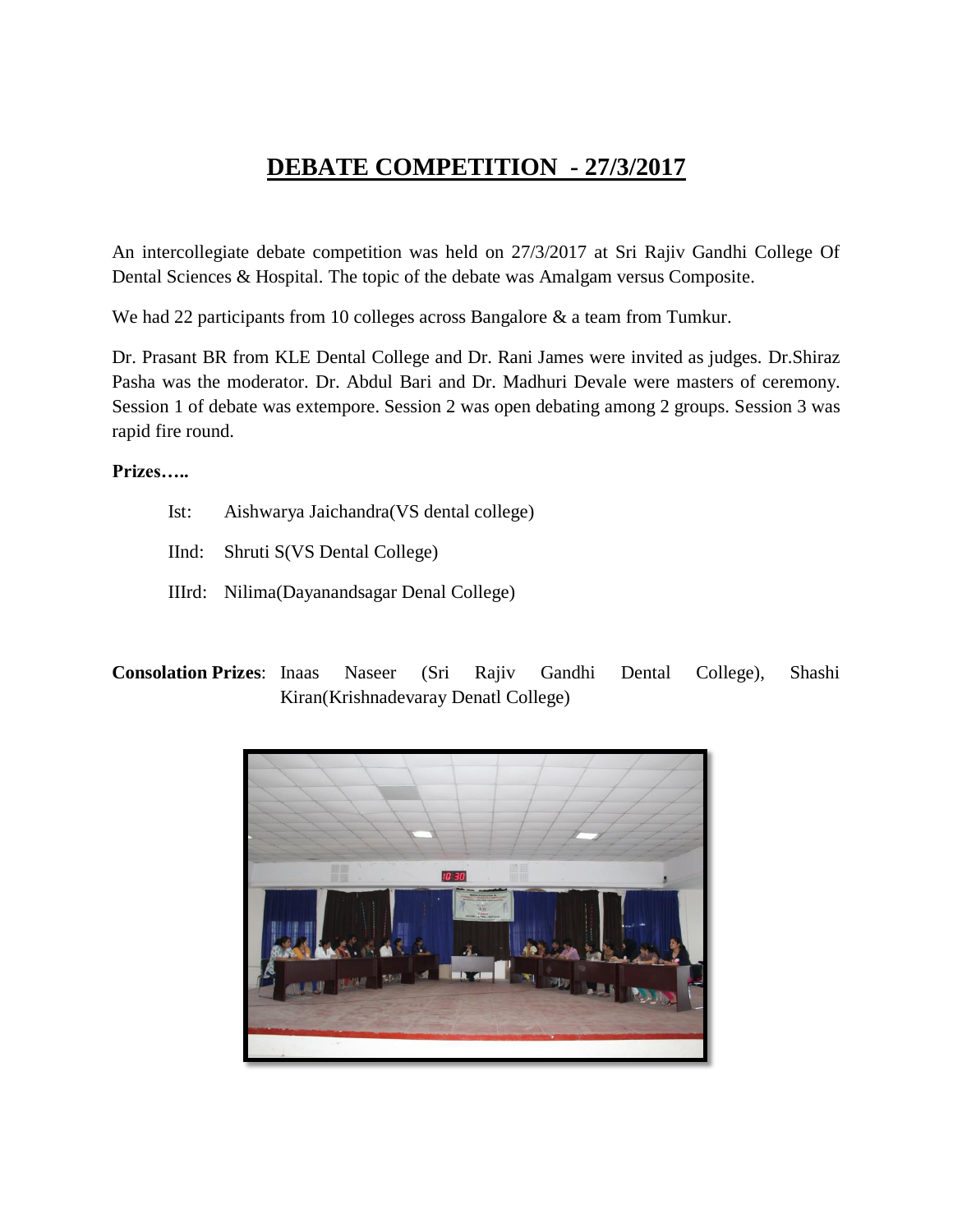# DEBATE COMPETITION - 27/3/2017

An intercollegiate debate competition was held on 27/3/2017 at Sri Rajiv Gandhi College Of Dental Sciences & Hospital. The topic of the debate was Amalgam versus Composite.

We had 22 participants from 10 colleges across Bangalore & a team from Tumkur.

Dr. Prasant BR from KLE Dental College and Dr. Rani James were invited as judges. Dr.Shiraz Pasha was the moderator. Dr. Abdul Bari and Dr. Madhuri Devale were masters of ceremony. Session 1 of debate was extempore. Session 2 was open debating among 2 groups. Session 3 was rapid fire round.

**Prizes…..**

- Ist: Aishwarya Jaichandra(VS dental college)
- IInd: Shruti S(VS Dental College)
- IIIrd: Nilima(Dayanandsagar Denal College)

**Consolation Prizes**: Inaas Naseer (Sri Rajiv Gandhi Dental College), Shashi Kiran(Krishnadevaray Denatl College)